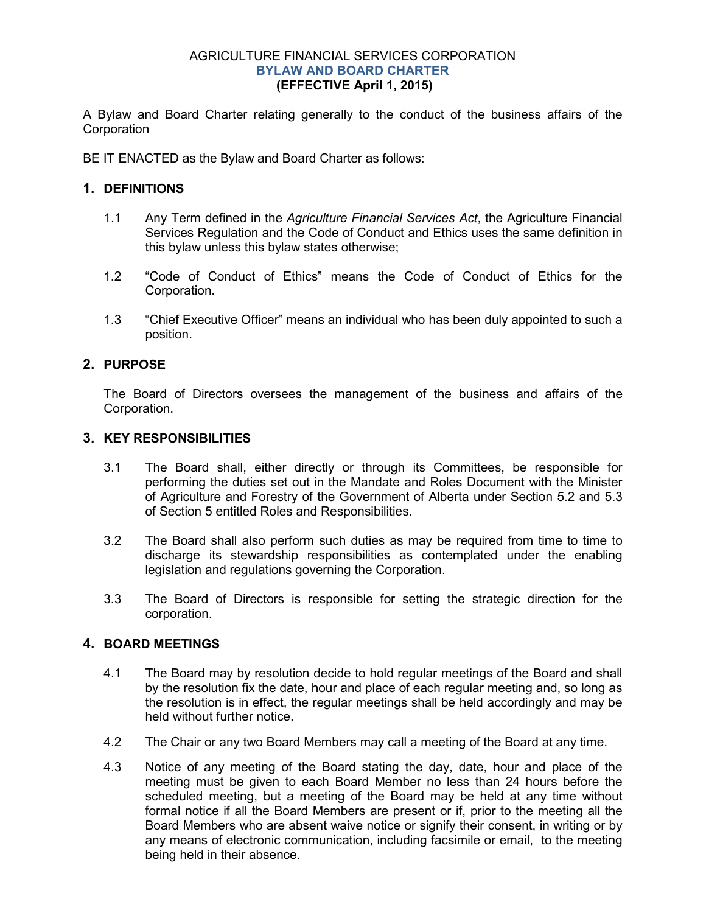AGRICULTURE FINANCIAL SERVICES CORPORATION

**BYLAW AND BOARD CHARTER**

**(EFFECTIVE April 1, 2015)**

A Bylaw and Board Charter relating generally to the conduct of the business affairs of the Corporation

BE IT ENACTED as the Bylaw and Board Charter as follows:

## 1. DEFINITIONS

1.1 Any Term defined in the *Agriculture Financial Services Act*, the Agriculture Financial Services Regulation and the Code of Conduct and Ethics uses the same definition in this bylaw unless this bylaw states otherwise;

1.2 "Code of Conduct of Ethics" means the Code of Conduct of Ethics for the Corporation.

1.3 "Chief Executive Officer" means an individual who has been duly appointed to such a position.

## 2. PURPOSE

The Board of Directors oversees the management of the business and affairs of the Corporation.

## 3. KEY RESPONSIBILITIES

3.1 The Board shall, either directly or through its Committees, be responsible for performing the duties set out in the Mandate and Roles Document with the Minister of Agriculture and Forestry of the Government of Alberta under Section 5.2 and 5.3 of Section 5 entitled Roles and Responsibilities.

3.2 The Board shall also perform such duties as may be required from time to time to discharge its stewardship responsibilities as contemplated under the enabling legislation and regulations governing the Corporation.

3.3 The Board of Directors is responsible for setting the strategic direction for the corporation.

## 4. BOARD MEETINGS

4.1 The Board may by resolution decide to hold regular meetings of the Board and shall by the resolution fix the date, hour and place of each regular meeting and, so long as the resolution is in effect, the regular meetings shall be held accordingly and may be held without further notice.

4.2 The Chair or any two Board Members may call a meeting of the Board at any time.

4.3 Notice of any meeting of the Board stating the day, date, hour and place of the meeting must be given to each Board Member no less than 24 hours before the scheduled meeting, but a meeting of the Board may be held at any time without formal notice if all the Board Members are present or if, prior to the meeting all the Board Members who are absent waive notice or signify their consent, in writing or by any means of electronic communication, including facsimile or email, to the meeting being held in their absence.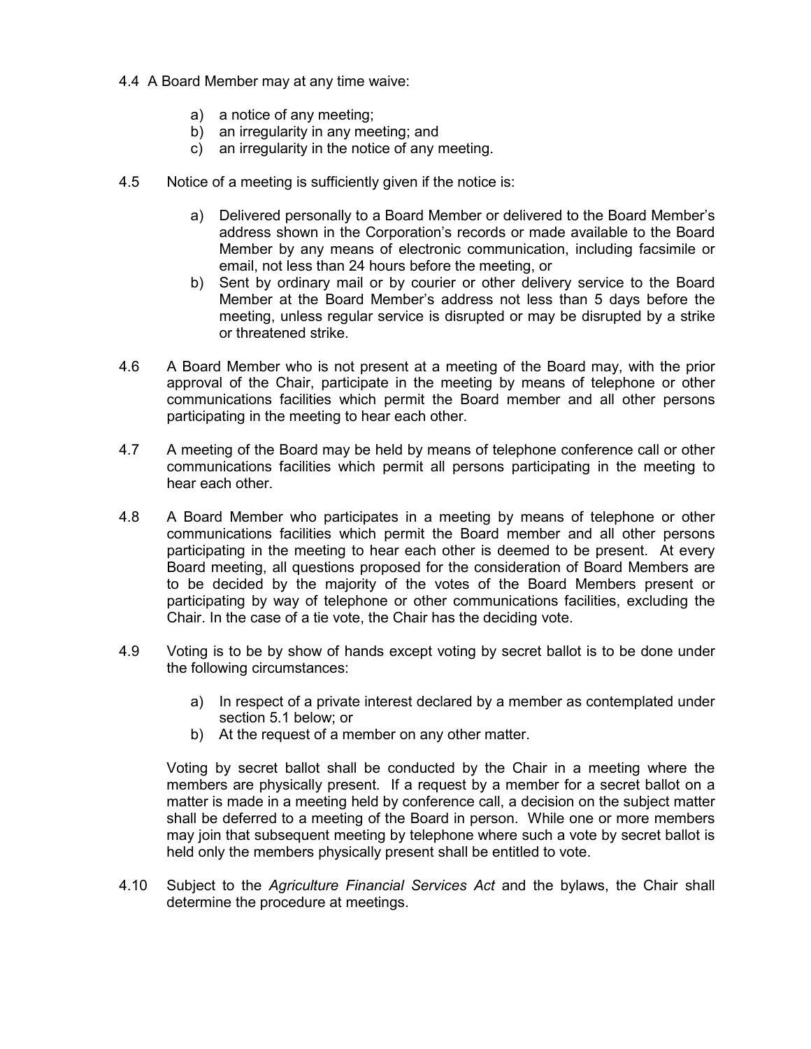4.4 A Board Member may at any time waive:

a) a notice of any meeting;
b) an irregularity in any meeting; and
c) an irregularity in the notice of any meeting.

4.5 Notice of a meeting is sufficiently given if the notice is:

a) Delivered personally to a Board Member or delivered to the Board Member's address shown in the Corporation's records or made available to the Board Member by any means of electronic communication, including facsimile or email, not less than 24 hours before the meeting, or
b) Sent by ordinary mail or by courier or other delivery service to the Board Member at the Board Member's address not less than 5 days before the meeting, unless regular service is disrupted or may be disrupted by a strike or threatened strike.

4.6 A Board Member who is not present at a meeting of the Board may, with the prior approval of the Chair, participate in the meeting by means of telephone or other communications facilities which permit the Board member and all other persons participating in the meeting to hear each other.

4.7 A meeting of the Board may be held by means of telephone conference call or other communications facilities which permit all persons participating in the meeting to hear each other.

4.8 A Board Member who participates in a meeting by means of telephone or other communications facilities which permit the Board member and all other persons participating in the meeting to hear each other is deemed to be present. At every Board meeting, all questions proposed for the consideration of Board Members are to be decided by the majority of the votes of the Board Members present or participating by way of telephone or other communications facilities, excluding the Chair. In the case of a tie vote, the Chair has the deciding vote.

4.9 Voting is to be by show of hands except voting by secret ballot is to be done under the following circumstances:

a) In respect of a private interest declared by a member as contemplated under section 5.1 below; or
b) At the request of a member on any other matter.

Voting by secret ballot shall be conducted by the Chair in a meeting where the members are physically present. If a request by a member for a secret ballot on a matter is made in a meeting held by conference call, a decision on the subject matter shall be deferred to a meeting of the Board in person. While one or more members may join that subsequent meeting by telephone where such a vote by secret ballot is held only the members physically present shall be entitled to vote.

4.10 Subject to the *Agriculture Financial Services Act* and the bylaws, the Chair shall determine the procedure at meetings.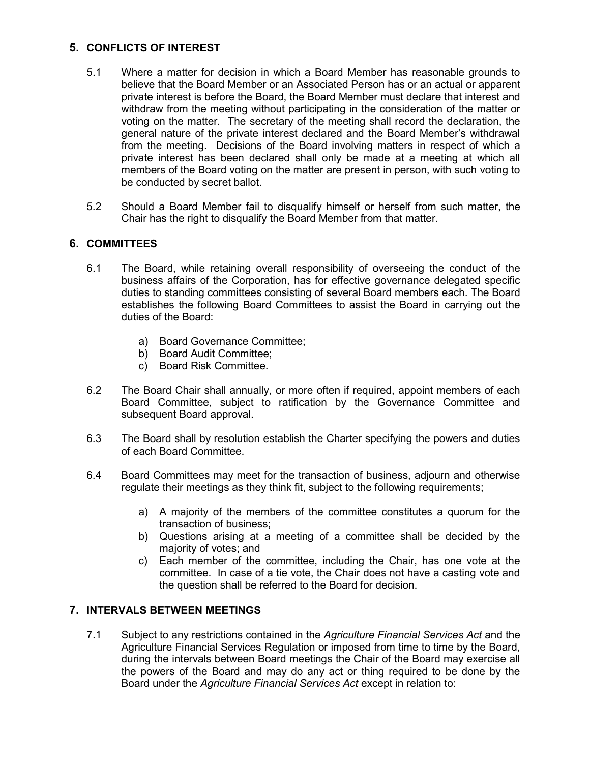## 5. CONFLICTS OF INTEREST

5.1 Where a matter for decision in which a Board Member has reasonable grounds to believe that the Board Member or an Associated Person has or an actual or apparent private interest is before the Board, the Board Member must declare that interest and withdraw from the meeting without participating in the consideration of the matter or voting on the matter. The secretary of the meeting shall record the declaration, the general nature of the private interest declared and the Board Member's withdrawal from the meeting. Decisions of the Board involving matters in respect of which a private interest has been declared shall only be made at a meeting at which all members of the Board voting on the matter are present in person, with such voting to be conducted by secret ballot.

5.2 Should a Board Member fail to disqualify himself or herself from such matter, the Chair has the right to disqualify the Board Member from that matter.

## 6. COMMITTEES

6.1 The Board, while retaining overall responsibility of overseeing the conduct of the business affairs of the Corporation, has for effective governance delegated specific duties to standing committees consisting of several Board members each. The Board establishes the following Board Committees to assist the Board in carrying out the duties of the Board:

a) Board Governance Committee;
b) Board Audit Committee;
c) Board Risk Committee.

6.2 The Board Chair shall annually, or more often if required, appoint members of each Board Committee, subject to ratification by the Governance Committee and subsequent Board approval.

6.3 The Board shall by resolution establish the Charter specifying the powers and duties of each Board Committee.

6.4 Board Committees may meet for the transaction of business, adjourn and otherwise regulate their meetings as they think fit, subject to the following requirements;

a) A majority of the members of the committee constitutes a quorum for the transaction of business;
b) Questions arising at a meeting of a committee shall be decided by the majority of votes; and
c) Each member of the committee, including the Chair, has one vote at the committee. In case of a tie vote, the Chair does not have a casting vote and the question shall be referred to the Board for decision.

## 7. INTERVALS BETWEEN MEETINGS

7.1 Subject to any restrictions contained in the *Agriculture Financial Services Act* and the Agriculture Financial Services Regulation or imposed from time to time by the Board, during the intervals between Board meetings the Chair of the Board may exercise all the powers of the Board and may do any act or thing required to be done by the Board under the *Agriculture Financial Services Act* except in relation to: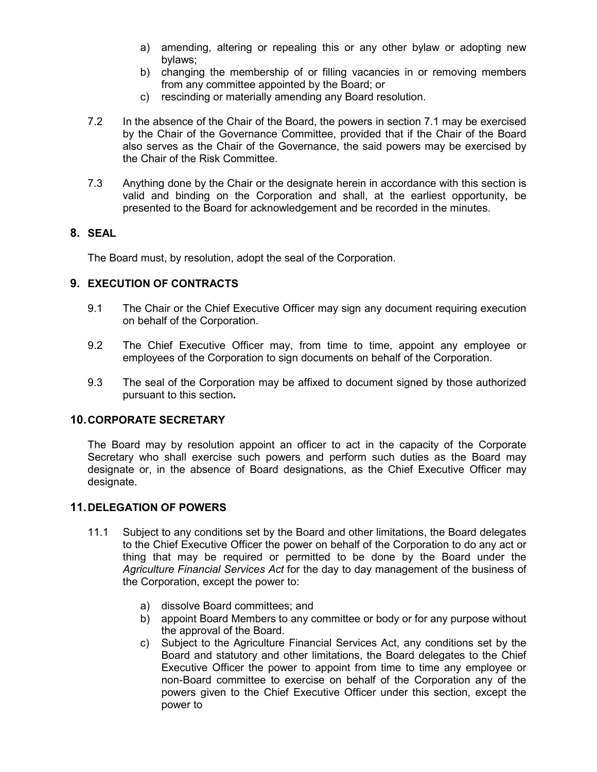a) amending, altering or repealing this or any other bylaw or adopting new bylaws;
b) changing the membership of or filling vacancies in or removing members from any committee appointed by the Board; or
c) rescinding or materially amending any Board resolution.

7.2 In the absence of the Chair of the Board, the powers in section 7.1 may be exercised by the Chair of the Governance Committee, provided that if the Chair of the Board also serves as the Chair of the Governance, the said powers may be exercised by the Chair of the Risk Committee.

7.3 Anything done by the Chair or the designate herein in accordance with this section is valid and binding on the Corporation and shall, at the earliest opportunity, be presented to the Board for acknowledgement and be recorded in the minutes.

## 8. SEAL

The Board must, by resolution, adopt the seal of the Corporation.

## 9. EXECUTION OF CONTRACTS

9.1 The Chair or the Chief Executive Officer may sign any document requiring execution on behalf of the Corporation.

9.2 The Chief Executive Officer may, from time to time, appoint any employee or employees of the Corporation to sign documents on behalf of the Corporation.

9.3 The seal of the Corporation may be affixed to document signed by those authorized pursuant to this section**.**

## 10. CORPORATE SECRETARY

The Board may by resolution appoint an officer to act in the capacity of the Corporate Secretary who shall exercise such powers and perform such duties as the Board may designate or, in the absence of Board designations, as the Chief Executive Officer may designate.

## 11. DELEGATION OF POWERS

11.1 Subject to any conditions set by the Board and other limitations, the Board delegates to the Chief Executive Officer the power on behalf of the Corporation to do any act or thing that may be required or permitted to be done by the Board under the *Agriculture Financial Services Act* for the day to day management of the business of the Corporation, except the power to:

a) dissolve Board committees; and
b) appoint Board Members to any committee or body or for any purpose without the approval of the Board.
c) Subject to the Agriculture Financial Services Act, any conditions set by the Board and statutory and other limitations, the Board delegates to the Chief Executive Officer the power to appoint from time to time any employee or non-Board committee to exercise on behalf of the Corporation any of the powers given to the Chief Executive Officer under this section, except the power to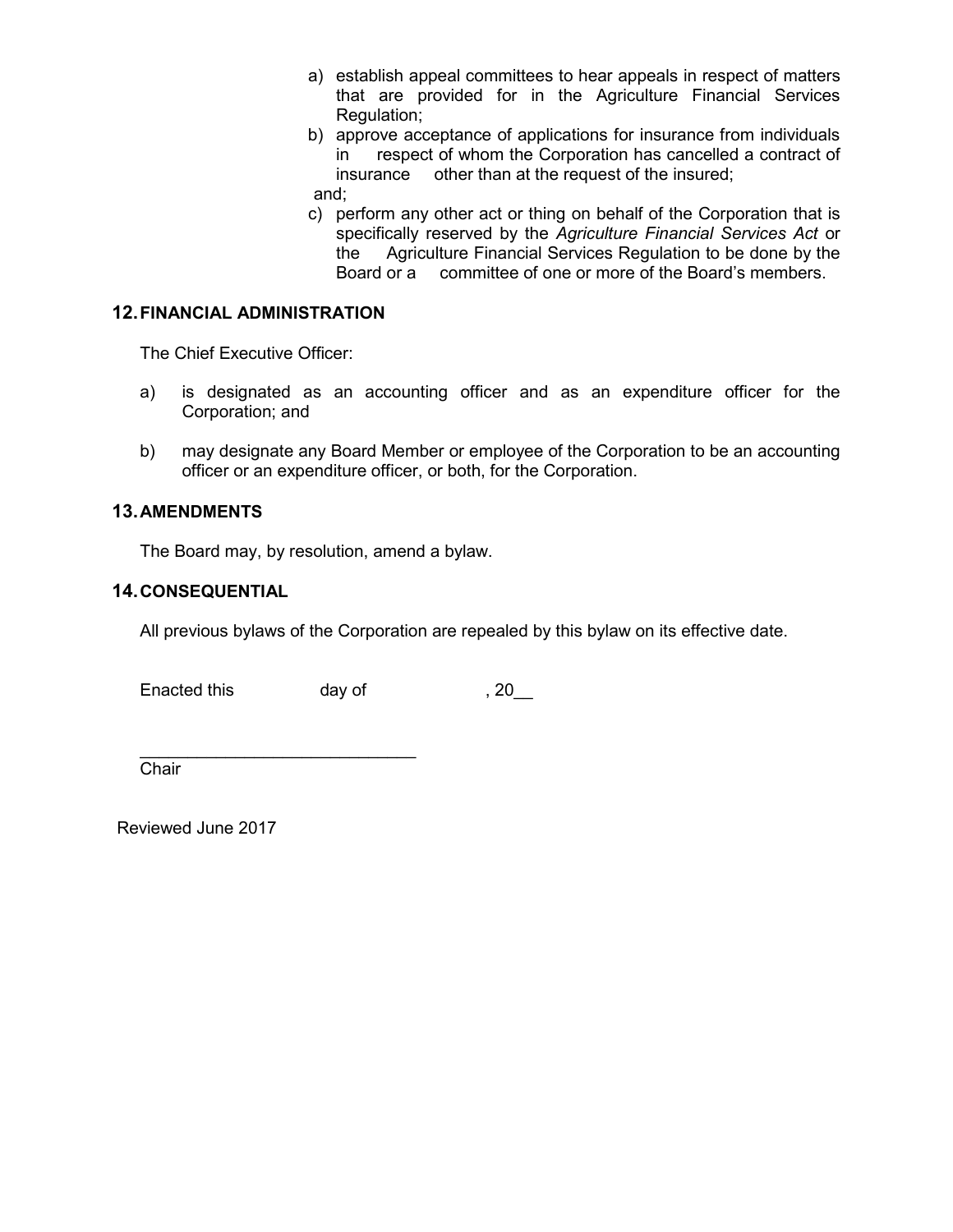a) establish appeal committees to hear appeals in respect of matters that are provided for in the Agriculture Financial Services Regulation;
b) approve acceptance of applications for insurance from individuals in respect of whom the Corporation has cancelled a contract of insurance other than at the request of the insured;

and;

c) perform any other act or thing on behalf of the Corporation that is specifically reserved by the *Agriculture Financial Services Act* or the Agriculture Financial Services Regulation to be done by the Board or a committee of one or more of the Board's members.

## 12. FINANCIAL ADMINISTRATION

The Chief Executive Officer:

a) is designated as an accounting officer and as an expenditure officer for the Corporation; and

b) may designate any Board Member or employee of the Corporation to be an accounting officer or an expenditure officer, or both, for the Corporation.

## 13. AMENDMENTS

The Board may, by resolution, amend a bylaw.

## 14. CONSEQUENTIAL

All previous bylaws of the Corporation are repealed by this bylaw on its effective date.

Enacted this day of , 20__

______________________________
Chair

Reviewed June 2017